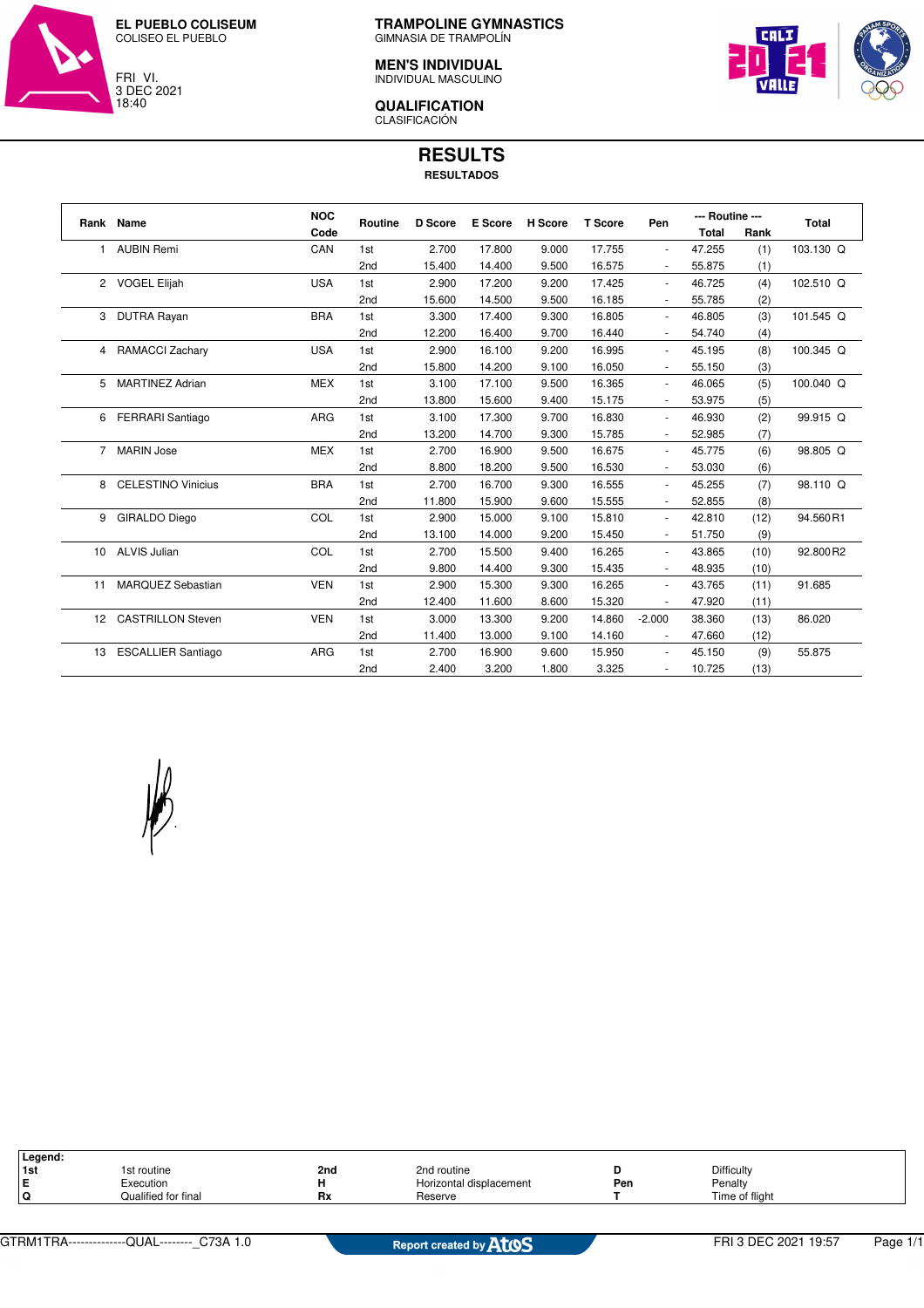EL PUEBLO COLISEUM
COLISEO EL PUEBLO

FRI VI.
3 DEC 2021
18:40

**TRAMPOLINE GYMNASTICS**
GIMNASIA DE TRAMPOLÍN

**MEN'S INDIVIDUAL**
INDIVIDUAL MASCULINO

**QUALIFICATION**
CLASIFICACIÓN

# RESULTS
**RESULTADOS**

| Rank | Name | NOC Code | Routine | D Score | E Score | H Score | T Score | Pen | --- Routine --- Total | Rank | Total |
|---|---|---|---|---|---|---|---|---|---|---|---|
| 1 | AUBIN Remi | CAN | 1st | 2.700 | 17.800 | 9.000 | 17.755 | - | 47.255 | (1) | 103.130 Q |
| | | | 2nd | 15.400 | 14.400 | 9.500 | 16.575 | - | 55.875 | (1) | |
| 2 | VOGEL Elijah | USA | 1st | 2.900 | 17.200 | 9.200 | 17.425 | - | 46.725 | (4) | 102.510 Q |
| | | | 2nd | 15.600 | 14.500 | 9.500 | 16.185 | - | 55.785 | (2) | |
| 3 | DUTRA Rayan | BRA | 1st | 3.300 | 17.400 | 9.300 | 16.805 | - | 46.805 | (3) | 101.545 Q |
| | | | 2nd | 12.200 | 16.400 | 9.700 | 16.440 | - | 54.740 | (4) | |
| 4 | RAMACCI Zachary | USA | 1st | 2.900 | 16.100 | 9.200 | 16.995 | - | 45.195 | (8) | 100.345 Q |
| | | | 2nd | 15.800 | 14.200 | 9.100 | 16.050 | - | 55.150 | (3) | |
| 5 | MARTINEZ Adrian | MEX | 1st | 3.100 | 17.100 | 9.500 | 16.365 | - | 46.065 | (5) | 100.040 Q |
| | | | 2nd | 13.800 | 15.600 | 9.400 | 15.175 | - | 53.975 | (5) | |
| 6 | FERRARI Santiago | ARG | 1st | 3.100 | 17.300 | 9.700 | 16.830 | - | 46.930 | (2) | 99.915 Q |
| | | | 2nd | 13.200 | 14.700 | 9.300 | 15.785 | - | 52.985 | (7) | |
| 7 | MARIN Jose | MEX | 1st | 2.700 | 16.900 | 9.500 | 16.675 | - | 45.775 | (6) | 98.805 Q |
| | | | 2nd | 8.800 | 18.200 | 9.500 | 16.530 | - | 53.030 | (6) | |
| 8 | CELESTINO Vinicius | BRA | 1st | 2.700 | 16.700 | 9.300 | 16.555 | - | 45.255 | (7) | 98.110 Q |
| | | | 2nd | 11.800 | 15.900 | 9.600 | 15.555 | - | 52.855 | (8) | |
| 9 | GIRALDO Diego | COL | 1st | 2.900 | 15.000 | 9.100 | 15.810 | - | 42.810 | (12) | 94.560 R1 |
| | | | 2nd | 13.100 | 14.000 | 9.200 | 15.450 | - | 51.750 | (9) | |
| 10 | ALVIS Julian | COL | 1st | 2.700 | 15.500 | 9.400 | 16.265 | - | 43.865 | (10) | 92.800 R2 |
| | | | 2nd | 9.800 | 14.400 | 9.300 | 15.435 | - | 48.935 | (10) | |
| 11 | MARQUEZ Sebastian | VEN | 1st | 2.900 | 15.300 | 9.300 | 16.265 | - | 43.765 | (11) | 91.685 |
| | | | 2nd | 12.400 | 11.600 | 8.600 | 15.320 | - | 47.920 | (11) | |
| 12 | CASTRILLON Steven | VEN | 1st | 3.000 | 13.300 | 9.200 | 14.860 | -2.000 | 38.360 | (13) | 86.020 |
| | | | 2nd | 11.400 | 13.000 | 9.100 | 14.160 | - | 47.660 | (12) | |
| 13 | ESCALLIER Santiago | ARG | 1st | 2.700 | 16.900 | 9.600 | 15.950 | - | 45.150 | (9) | 55.875 |
| | | | 2nd | 2.400 | 3.200 | 1.800 | 3.325 | - | 10.725 | (13) | |

**Legend:**

| | | | | | |
|---|---|---|---|---|---|
| **1st** | 1st routine | **2nd** | 2nd routine | **D** | Difficulty |
| **E** | Execution | **H** | Horizontal displacement | **Pen** | Penalty |
| **Q** | Qualified for final | **Rx** | Reserve | **T** | Time of flight |

GTRM1TRA--------------QUAL--------_C73A 1.0 Report created by Atos FRI 3 DEC 2021 19:57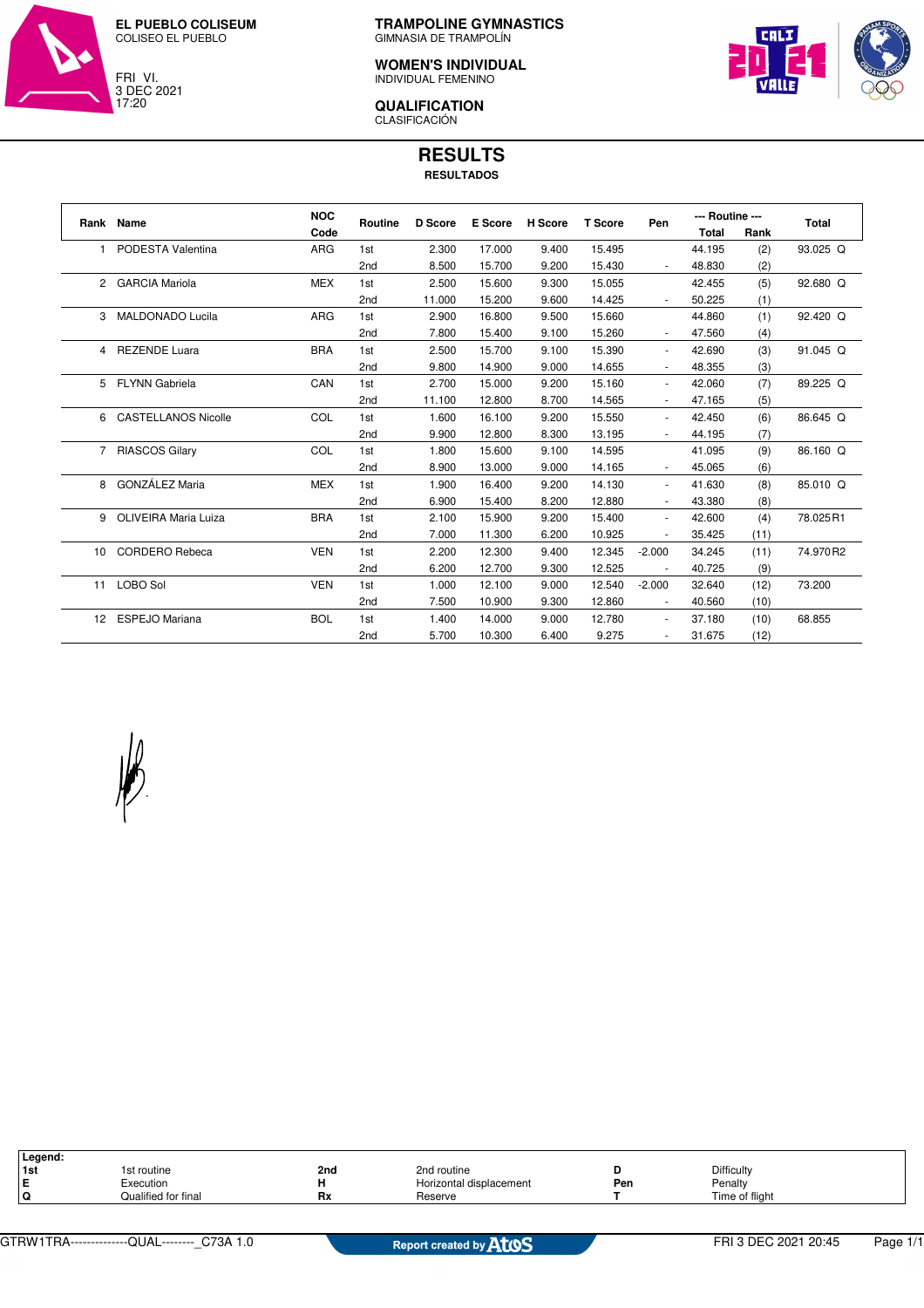EL PUEBLO COLISEUM
COLISEO EL PUEBLO

FRI VI.
3 DEC 2021
17:20

# TRAMPOLINE GYMNASTICS
GIMNASIA DE TRAMPOLÍN

## WOMEN'S INDIVIDUAL
INDIVIDUAL FEMENINO

## QUALIFICATION
CLASIFICACIÓN

# RESULTS
**RESULTADOS**

| Rank | Name | NOC Code | Routine | D Score | E Score | H Score | T Score | Pen | --- Routine --- Total | Rank | Total |
|---|---|---|---|---|---|---|---|---|---|---|---|
| 1 | PODESTA Valentina | ARG | 1st | 2.300 | 17.000 | 9.400 | 15.495 | | 44.195 | (2) | 93.025 Q |
| | | | 2nd | 8.500 | 15.700 | 9.200 | 15.430 | - | 48.830 | (2) | |
| 2 | GARCIA Mariola | MEX | 1st | 2.500 | 15.600 | 9.300 | 15.055 | | 42.455 | (5) | 92.680 Q |
| | | | 2nd | 11.000 | 15.200 | 9.600 | 14.425 | - | 50.225 | (1) | |
| 3 | MALDONADO Lucila | ARG | 1st | 2.900 | 16.800 | 9.500 | 15.660 | | 44.860 | (1) | 92.420 Q |
| | | | 2nd | 7.800 | 15.400 | 9.100 | 15.260 | - | 47.560 | (4) | |
| 4 | REZENDE Luara | BRA | 1st | 2.500 | 15.700 | 9.100 | 15.390 | - | 42.690 | (3) | 91.045 Q |
| | | | 2nd | 9.800 | 14.900 | 9.000 | 14.655 | - | 48.355 | (3) | |
| 5 | FLYNN Gabriela | CAN | 1st | 2.700 | 15.000 | 9.200 | 15.160 | - | 42.060 | (7) | 89.225 Q |
| | | | 2nd | 11.100 | 12.800 | 8.700 | 14.565 | - | 47.165 | (5) | |
| 6 | CASTELLANOS Nicolle | COL | 1st | 1.600 | 16.100 | 9.200 | 15.550 | - | 42.450 | (6) | 86.645 Q |
| | | | 2nd | 9.900 | 12.800 | 8.300 | 13.195 | - | 44.195 | (7) | |
| 7 | RIASCOS Gilary | COL | 1st | 1.800 | 15.600 | 9.100 | 14.595 | | 41.095 | (9) | 86.160 Q |
| | | | 2nd | 8.900 | 13.000 | 9.000 | 14.165 | - | 45.065 | (6) | |
| 8 | GONZÁLEZ Maria | MEX | 1st | 1.900 | 16.400 | 9.200 | 14.130 | - | 41.630 | (8) | 85.010 Q |
| | | | 2nd | 6.900 | 15.400 | 8.200 | 12.880 | - | 43.380 | (8) | |
| 9 | OLIVEIRA Maria Luiza | BRA | 1st | 2.100 | 15.900 | 9.200 | 15.400 | - | 42.600 | (4) | 78.025 R1 |
| | | | 2nd | 7.000 | 11.300 | 6.200 | 10.925 | - | 35.425 | (11) | |
| 10 | CORDERO Rebeca | VEN | 1st | 2.200 | 12.300 | 9.400 | 12.345 | -2.000 | 34.245 | (11) | 74.970 R2 |
| | | | 2nd | 6.200 | 12.700 | 9.300 | 12.525 | - | 40.725 | (9) | |
| 11 | LOBO Sol | VEN | 1st | 1.000 | 12.100 | 9.000 | 12.540 | -2.000 | 32.640 | (12) | 73.200 |
| | | | 2nd | 7.500 | 10.900 | 9.300 | 12.860 | - | 40.560 | (10) | |
| 12 | ESPEJO Mariana | BOL | 1st | 1.400 | 14.000 | 9.000 | 12.780 | - | 37.180 | (10) | 68.855 |
| | | | 2nd | 5.700 | 10.300 | 6.400 | 9.275 | - | 31.675 | (12) | |

| Legend: | | | | | |
|---|---|---|---|---|---|
| 1st | 1st routine | 2nd | 2nd routine | D | Difficulty |
| E | Execution | H | Horizontal displacement | Pen | Penalty |
| Q | Qualified for final | Rx | Reserve | T | Time of flight |

GTRW1TRA--------------QUAL--------_C73A 1.0 Report created by Atos FRI 3 DEC 2021 20:45